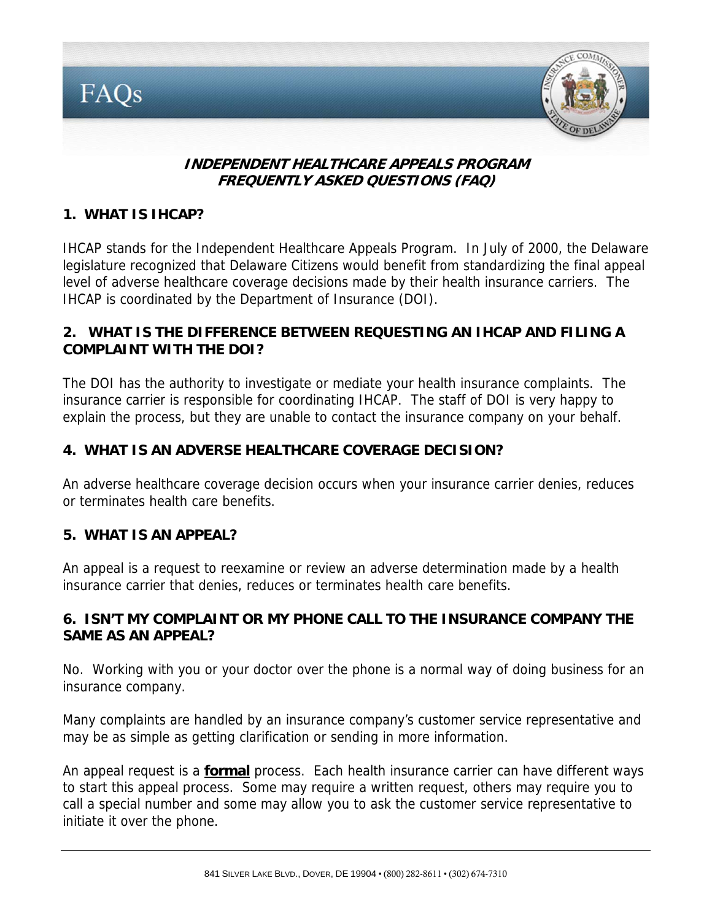# FAQs

**INDEPENDENT HEALTHCARE APPEALS PROGRAM**
**FREQUENTLY ASKED QUESTIONS (FAQ)**

## 1. WHAT IS IHCAP?

IHCAP stands for the Independent Healthcare Appeals Program. In July of 2000, the Delaware legislature recognized that Delaware Citizens would benefit from standardizing the final appeal level of adverse healthcare coverage decisions made by their health insurance carriers. The IHCAP is coordinated by the Department of Insurance (DOI).

## 2. WHAT IS THE DIFFERENCE BETWEEN REQUESTING AN IHCAP AND FILING A COMPLAINT WITH THE DOI?

The DOI has the authority to investigate or mediate your health insurance complaints. The insurance carrier is responsible for coordinating IHCAP. The staff of DOI is very happy to explain the process, but they are unable to contact the insurance company on your behalf.

## 4. WHAT IS AN ADVERSE HEALTHCARE COVERAGE DECISION?

An adverse healthcare coverage decision occurs when your insurance carrier denies, reduces or terminates health care benefits.

## 5. WHAT IS AN APPEAL?

An appeal is a request to reexamine or review an adverse determination made by a health insurance carrier that denies, reduces or terminates health care benefits.

## 6. ISN'T MY COMPLAINT OR MY PHONE CALL TO THE INSURANCE COMPANY THE SAME AS AN APPEAL?

No. Working with you or your doctor over the phone is a normal way of doing business for an insurance company.

Many complaints are handled by an insurance company's customer service representative and may be as simple as getting clarification or sending in more information.

An appeal request is a **formal** process. Each health insurance carrier can have different ways to start this appeal process. Some may require a written request, others may require you to call a special number and some may allow you to ask the customer service representative to initiate it over the phone.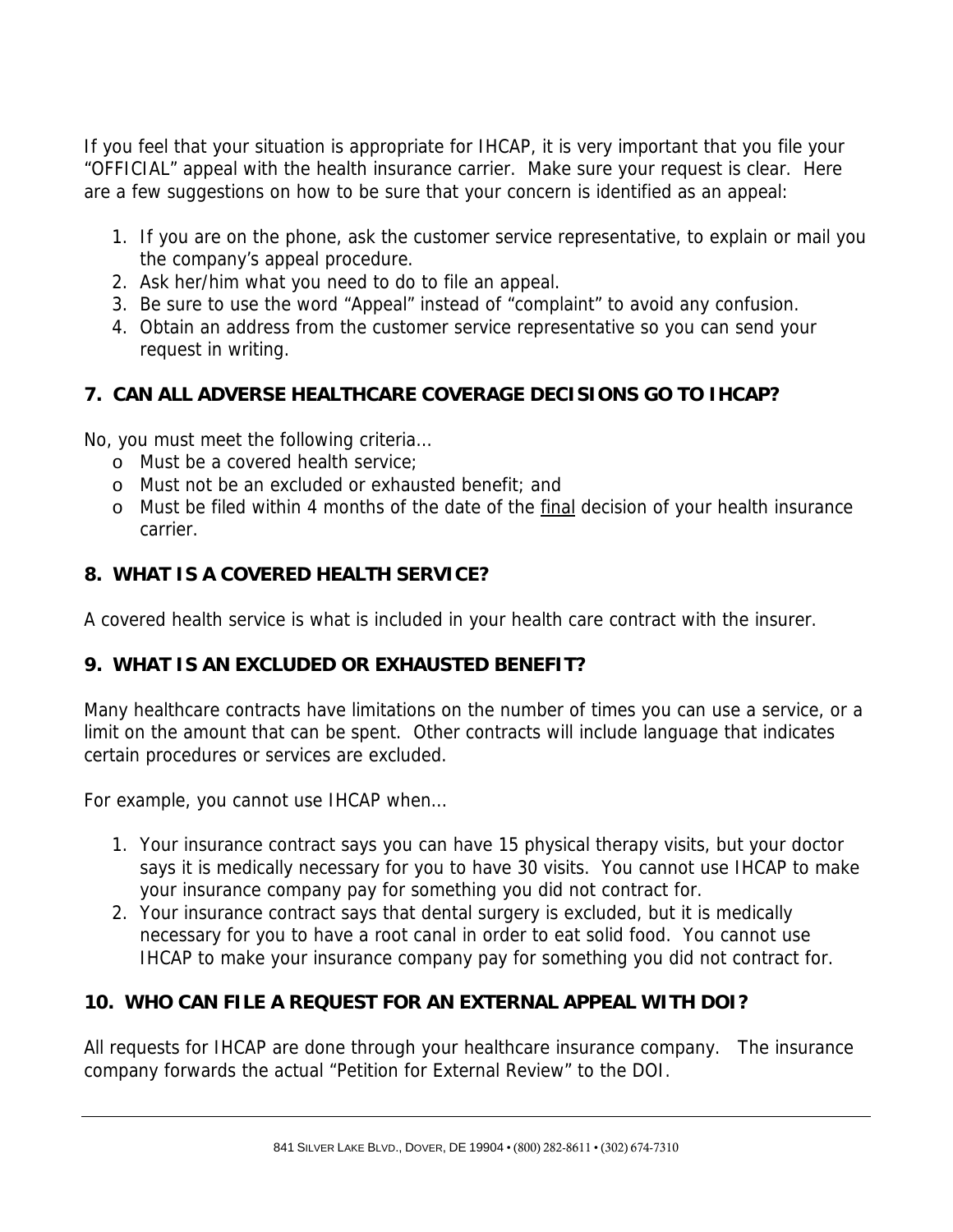If you feel that your situation is appropriate for IHCAP, it is very important that you file your "OFFICIAL" appeal with the health insurance carrier. Make sure your request is clear. Here are a few suggestions on how to be sure that your concern is identified as an appeal:

1. If you are on the phone, ask the customer service representative, to explain or mail you the company's appeal procedure.
2. Ask her/him what you need to do to file an appeal.
3. Be sure to use the word "Appeal" instead of "complaint" to avoid any confusion.
4. Obtain an address from the customer service representative so you can send your request in writing.

## 7. CAN ALL ADVERSE HEALTHCARE COVERAGE DECISIONS GO TO IHCAP?

No, you must meet the following criteria…

- Must be a covered health service;
- Must not be an excluded or exhausted benefit; and
- Must be filed within 4 months of the date of the final decision of your health insurance carrier.

## 8. WHAT IS A COVERED HEALTH SERVICE?

A covered health service is what is included in your health care contract with the insurer.

## 9. WHAT IS AN EXCLUDED OR EXHAUSTED BENEFIT?

Many healthcare contracts have limitations on the number of times you can use a service, or a limit on the amount that can be spent. Other contracts will include language that indicates certain procedures or services are excluded.

For example, you cannot use IHCAP when…

1. Your insurance contract says you can have 15 physical therapy visits, but your doctor says it is medically necessary for you to have 30 visits. You cannot use IHCAP to make your insurance company pay for something you did not contract for.
2. Your insurance contract says that dental surgery is excluded, but it is medically necessary for you to have a root canal in order to eat solid food. You cannot use IHCAP to make your insurance company pay for something you did not contract for.

## 10. WHO CAN FILE A REQUEST FOR AN EXTERNAL APPEAL WITH DOI?

All requests for IHCAP are done through your healthcare insurance company. The insurance company forwards the actual "Petition for External Review" to the DOI.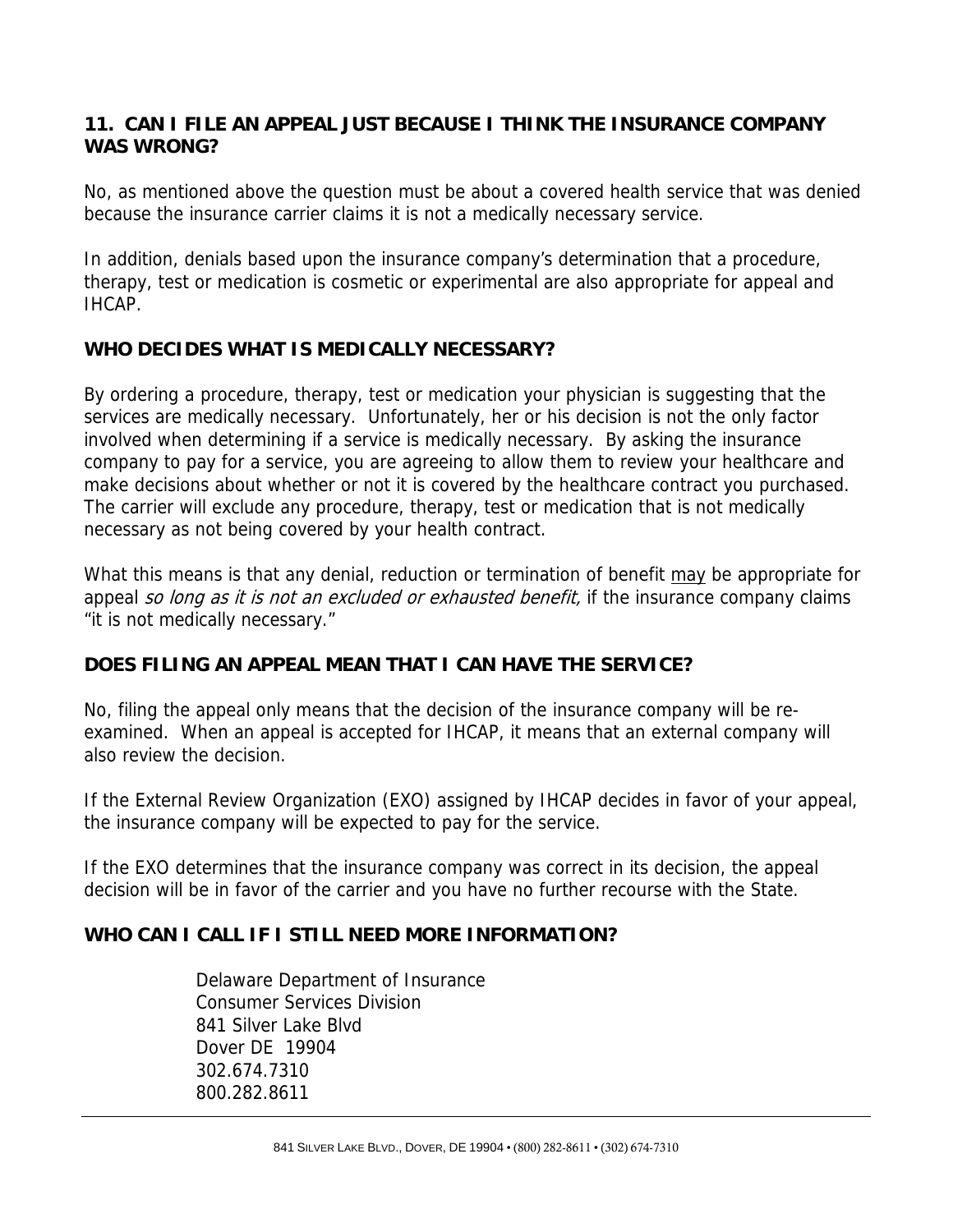### 11. CAN I FILE AN APPEAL JUST BECAUSE I THINK THE INSURANCE COMPANY WAS WRONG?

No, as mentioned above the question must be about a covered health service that was denied because the insurance carrier claims it is not a medically necessary service.

In addition, denials based upon the insurance company's determination that a procedure, therapy, test or medication is cosmetic or experimental are also appropriate for appeal and IHCAP.

### WHO DECIDES WHAT IS MEDICALLY NECESSARY?

By ordering a procedure, therapy, test or medication your physician is suggesting that the services are medically necessary. Unfortunately, her or his decision is not the only factor involved when determining if a service is medically necessary. By asking the insurance company to pay for a service, you are agreeing to allow them to review your healthcare and make decisions about whether or not it is covered by the healthcare contract you purchased. The carrier will exclude any procedure, therapy, test or medication that is not medically necessary as not being covered by your health contract.

What this means is that any denial, reduction or termination of benefit <u>may</u> be appropriate for appeal *so long as it is not an excluded or exhausted benefit,* if the insurance company claims "it is not medically necessary."

### DOES FILING AN APPEAL MEAN THAT I CAN HAVE THE SERVICE?

No, filing the appeal only means that the decision of the insurance company will be re-examined. When an appeal is accepted for IHCAP, it means that an external company will also review the decision.

If the External Review Organization (EXO) assigned by IHCAP decides in favor of your appeal, the insurance company will be expected to pay for the service.

If the EXO determines that the insurance company was correct in its decision, the appeal decision will be in favor of the carrier and you have no further recourse with the State.

### WHO CAN I CALL IF I STILL NEED MORE INFORMATION?

Delaware Department of Insurance
Consumer Services Division
841 Silver Lake Blvd
Dover DE 19904
302.674.7310
800.282.8611